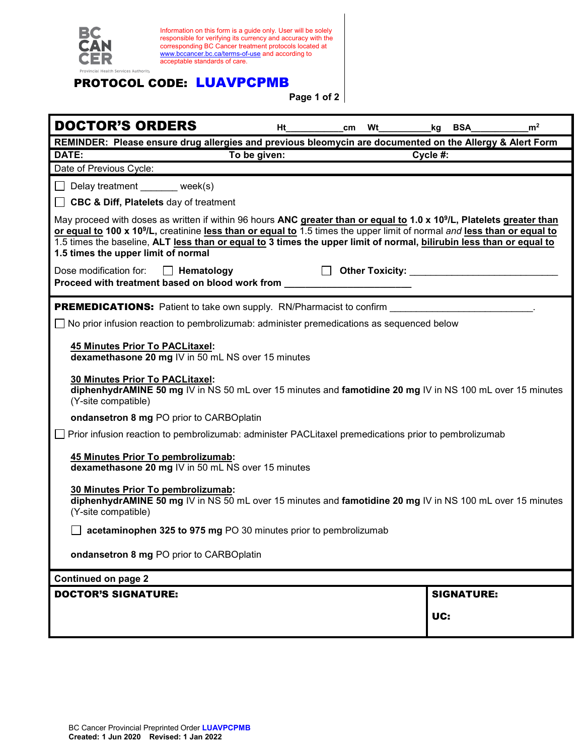BC CANCER
Provincial Health Services Authority

Information on this form is a guide only. User will be solely responsible for verifying its currency and accuracy with the corresponding BC Cancer treatment protocols located at www.bccancer.bc.ca/terms-of-use and according to acceptable standards of care.

**PROTOCOL CODE: LUAVPCPMB**

# DOCTOR'S ORDERS

Ht___________cm Wt__________kg BSA___________$m^2$

**REMINDER: Please ensure drug allergies and previous bleomycin are documented on the Allergy & Alert Form**

**DATE:** **To be given:** **Cycle #:**

Date of Previous Cycle:

☐ Delay treatment _______ week(s)

☐ **CBC & Diff, Platelets** day of treatment

May proceed with doses as written if within 96 hours **ANC greater than or equal to 1.0 x $10^9$/L, Platelets greater than or equal to 100 x $10^9$/L,** creatinine **less than or equal to** 1.5 times the upper limit of normal *and* **less than or equal to** 1.5 times the baseline, **ALT less than or equal to 3 times the upper limit of normal, bilirubin less than or equal to 1.5 times the upper limit of normal**

Dose modification for: ☐ **Hematology** ☐ **Other Toxicity:** ____________________________

**Proceed with treatment based on blood work from** _______________________

**PREMEDICATIONS:** Patient to take own supply. RN/Pharmacist to confirm ___________________________.

☐ No prior infusion reaction to pembrolizumab: administer premedications as sequenced below

**45 Minutes Prior To PACLitaxel:**
**dexamethasone 20 mg** IV in 50 mL NS over 15 minutes

**30 Minutes Prior To PACLitaxel:**
**diphenhydrAMINE 50 mg** IV in NS 50 mL over 15 minutes and **famotidine 20 mg** IV in NS 100 mL over 15 minutes (Y-site compatible)

**ondansetron 8 mg** PO prior to CARBOplatin

☐ Prior infusion reaction to pembrolizumab: administer PACLitaxel premedications prior to pembrolizumab

**45 Minutes Prior To pembrolizumab:**
**dexamethasone 20 mg** IV in 50 mL NS over 15 minutes

**30 Minutes Prior To pembrolizumab:**
**diphenhydrAMINE 50 mg** IV in NS 50 mL over 15 minutes and **famotidine 20 mg** IV in NS 100 mL over 15 minutes (Y-site compatible)

☐ **acetaminophen 325 to 975 mg** PO 30 minutes prior to pembrolizumab

**ondansetron 8 mg** PO prior to CARBOplatin

**Continued on page 2**

| **DOCTOR'S SIGNATURE:** | **SIGNATURE:** <br> **UC:** |
| --- | --- |

BC Cancer Provincial Preprinted Order LUAVPCPMB
**Created: 1 Jun 2020 Revised: 1 Jan 2022**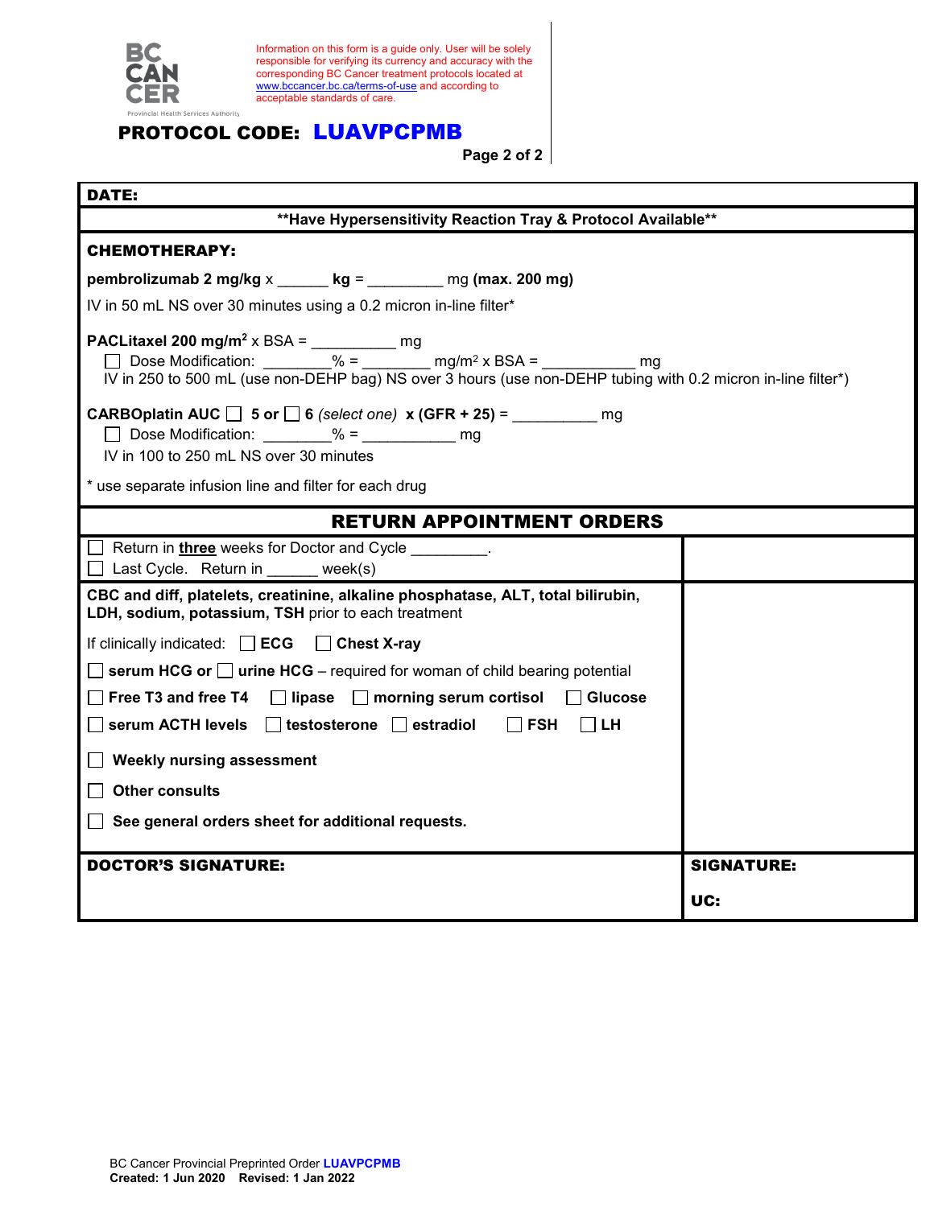Information on this form is a guide only. User will be solely responsible for verifying its currency and accuracy with the corresponding BC Cancer treatment protocols located at www.bccancer.bc.ca/terms-of-use and according to acceptable standards of care.

**PROTOCOL CODE: LUAVPCPMB**

**DATE:**

**Have Hypersensitivity Reaction Tray & Protocol Available**

**CHEMOTHERAPY:**

**pembrolizumab 2 mg/kg** x ______ **kg** = _________ mg **(max. 200 mg)**

IV in 50 mL NS over 30 minutes using a 0.2 micron in-line filter*

**PACLitaxel 200 mg/m²** x BSA = __________ mg

☐ Dose Modification: ________% = ________ mg/m² x BSA = ___________ mg

IV in 250 to 500 mL (use non-DEHP bag) NS over 3 hours (use non-DEHP tubing with 0.2 micron in-line filter*)

**CARBOplatin AUC** ☐ **5 or** ☐ **6** *(select one)* **x (GFR + 25)** = __________ mg

☐ Dose Modification: ________% = ___________ mg

IV in 100 to 250 mL NS over 30 minutes

* use separate infusion line and filter for each drug

## RETURN APPOINTMENT ORDERS

☐ Return in **three** weeks for Doctor and Cycle _________.

☐ Last Cycle. Return in ______ week(s)

**CBC and diff, platelets, creatinine, alkaline phosphatase, ALT, total bilirubin, LDH, sodium, potassium, TSH** prior to each treatment

If clinically indicated: ☐ **ECG** ☐ **Chest X-ray**

☐ **serum HCG or** ☐ **urine HCG** – required for woman of child bearing potential

☐ **Free T3 and free T4** ☐ **lipase** ☐ **morning serum cortisol** ☐ **Glucose**

☐ **serum ACTH levels** ☐ **testosterone** ☐ **estradiol** ☐ **FSH** ☐ **LH**

☐ **Weekly nursing assessment**

☐ **Other consults**

☐ **See general orders sheet for additional requests.**

| | |
|---|---|
| **DOCTOR'S SIGNATURE:** | **SIGNATURE:**<br><br>**UC:** |

BC Cancer Provincial Preprinted Order LUAVPCPMB
Created: 1 Jun 2020 Revised: 1 Jan 2022